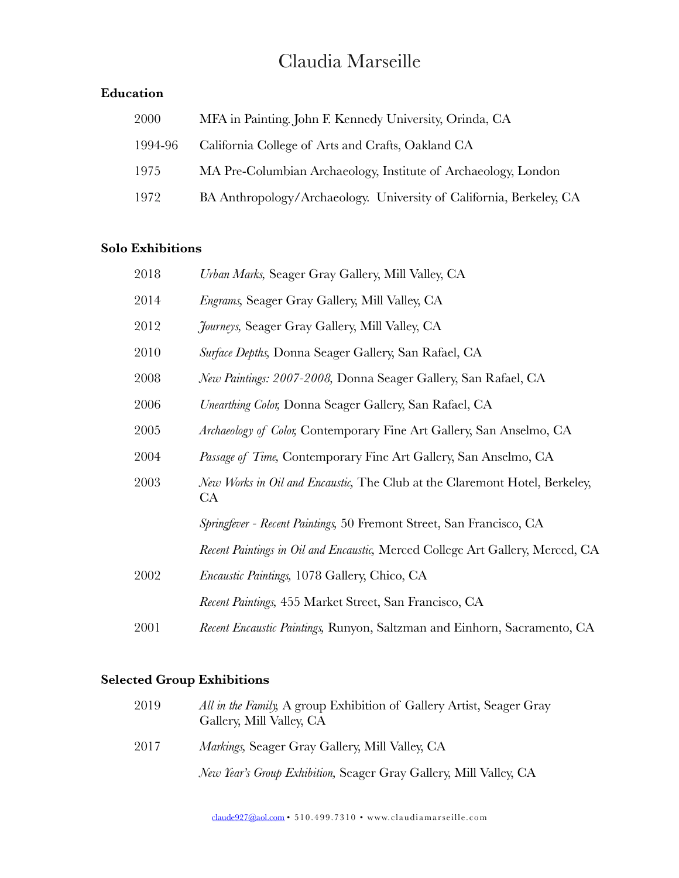# Claudia Marseille

## Education

| | |
|---|---|
| 2000 | MFA in Painting. John F. Kennedy University, Orinda, CA |
| 1994-96 | California College of Arts and Crafts, Oakland CA |
| 1975 | MA Pre-Columbian Archaeology, Institute of Archaeology, London |
| 1972 | BA Anthropology/Archaeology. University of California, Berkeley, CA |

## Solo Exhibitions

| | |
|---|---|
| 2018 | *Urban Marks,* Seager Gray Gallery, Mill Valley, CA |
| 2014 | *Engrams,* Seager Gray Gallery, Mill Valley, CA |
| 2012 | *Journeys,* Seager Gray Gallery, Mill Valley, CA |
| 2010 | *Surface Depths,* Donna Seager Gallery, San Rafael, CA |
| 2008 | *New Paintings: 2007-2008,* Donna Seager Gallery, San Rafael, CA |
| 2006 | *Unearthing Color,* Donna Seager Gallery, San Rafael, CA |
| 2005 | *Archaeology of Color,* Contemporary Fine Art Gallery, San Anselmo, CA |
| 2004 | *Passage of Time,* Contemporary Fine Art Gallery, San Anselmo, CA |
| 2003 | *New Works in Oil and Encaustic,* The Club at the Claremont Hotel, Berkeley, CA |
| | *Springfever - Recent Paintings,* 50 Fremont Street, San Francisco, CA |
| | *Recent Paintings in Oil and Encaustic,* Merced College Art Gallery, Merced, CA |
| 2002 | *Encaustic Paintings,* 1078 Gallery, Chico, CA |
| | *Recent Paintings,* 455 Market Street, San Francisco, CA |
| 2001 | *Recent Encaustic Paintings,* Runyon, Saltzman and Einhorn, Sacramento, CA |

## Selected Group Exhibitions

| | |
|---|---|
| 2019 | *All in the Family,* A group Exhibition of Gallery Artist, Seager Gray Gallery, Mill Valley, CA |
| 2017 | *Markings,* Seager Gray Gallery, Mill Valley, CA |
| | *New Year's Group Exhibition,* Seager Gray Gallery, Mill Valley, CA |

claude927@aol.com • 510.499.7310 • www.claudiamarseille.com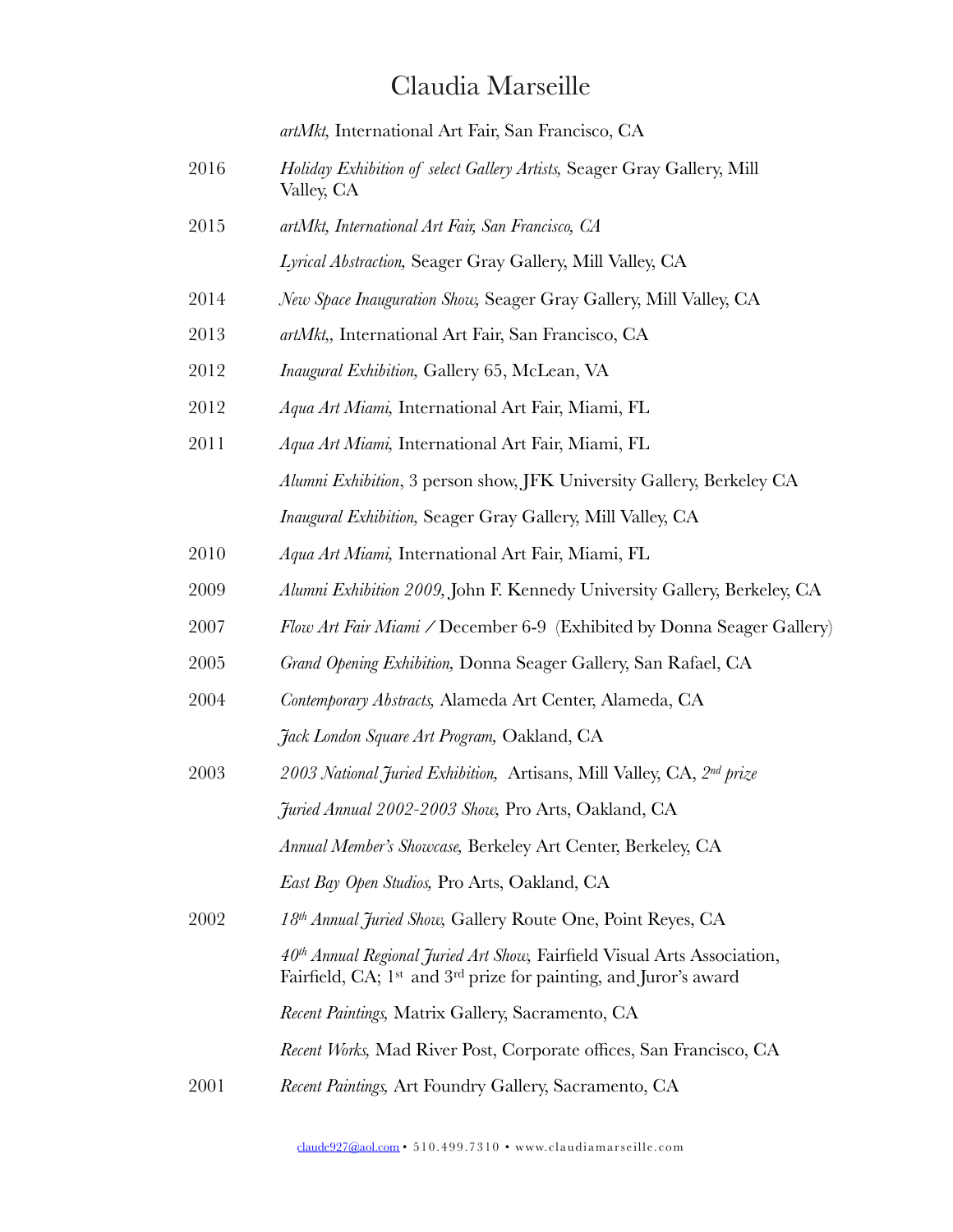*artMkt,* International Art Fair, San Francisco, CA

2016 *Holiday Exhibition of select Gallery Artists,* Seager Gray Gallery, Mill Valley, CA

2015 *artMkt, International Art Fair, San Francisco, CA*

*Lyrical Abstraction,* Seager Gray Gallery, Mill Valley, CA

2014 *New Space Inauguration Show,* Seager Gray Gallery, Mill Valley, CA

2013 *artMkt,,* International Art Fair, San Francisco, CA

2012 *Inaugural Exhibition,* Gallery 65, McLean, VA

2012 *Aqua Art Miami,* International Art Fair, Miami, FL

2011 *Aqua Art Miami,* International Art Fair, Miami, FL

*Alumni Exhibition*, 3 person show, JFK University Gallery, Berkeley CA

*Inaugural Exhibition,* Seager Gray Gallery, Mill Valley, CA

2010 *Aqua Art Miami,* International Art Fair, Miami, FL

2009 *Alumni Exhibition 2009,* John F. Kennedy University Gallery, Berkeley, CA

2007 *Flow Art Fair Miami /* December 6-9 (Exhibited by Donna Seager Gallery)

2005 *Grand Opening Exhibition,* Donna Seager Gallery, San Rafael, CA

2004 *Contemporary Abstracts,* Alameda Art Center, Alameda, CA

*Jack London Square Art Program,* Oakland, CA

2003 *2003 National Juried Exhibition,* Artisans, Mill Valley, CA, *2nd prize*

*Juried Annual 2002-2003 Show,* Pro Arts, Oakland, CA

*Annual Member's Showcase,* Berkeley Art Center, Berkeley, CA

*East Bay Open Studios,* Pro Arts, Oakland, CA

2002 *18th Annual Juried Show,* Gallery Route One, Point Reyes, CA

*40th Annual Regional Juried Art Show,* Fairfield Visual Arts Association, Fairfield, CA; 1st and 3rd prize for painting, and Juror's award

*Recent Paintings,* Matrix Gallery, Sacramento, CA

*Recent Works,* Mad River Post, Corporate offices, San Francisco, CA

2001 *Recent Paintings,* Art Foundry Gallery, Sacramento, CA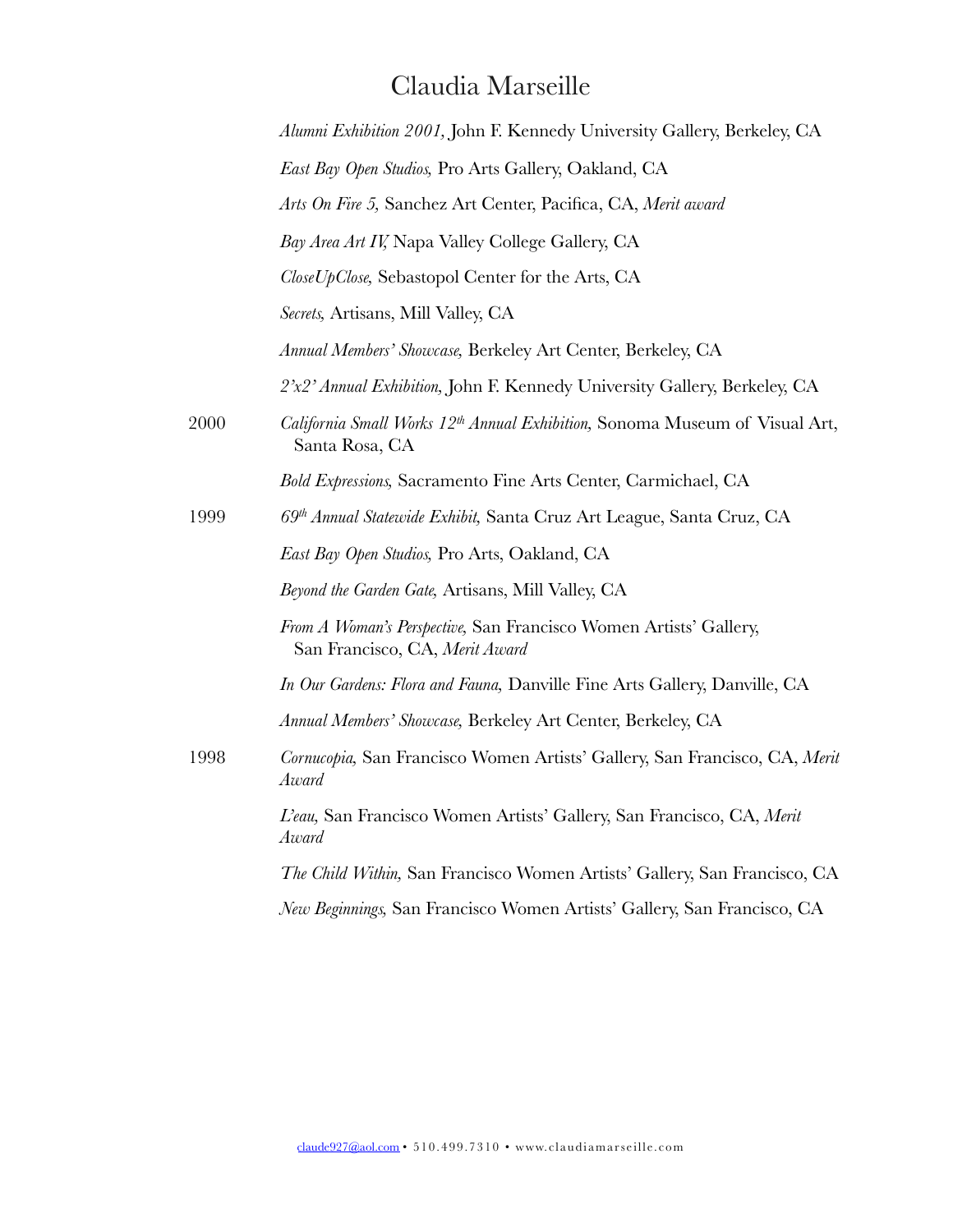# Claudia Marseille

*Alumni Exhibition 2001,* John F. Kennedy University Gallery, Berkeley, CA

*East Bay Open Studios,* Pro Arts Gallery, Oakland, CA

*Arts On Fire 5,* Sanchez Art Center, Pacifica, CA, *Merit award*

*Bay Area Art IV,* Napa Valley College Gallery, CA

*CloseUpClose,* Sebastopol Center for the Arts, CA

*Secrets,* Artisans, Mill Valley, CA

*Annual Members' Showcase,* Berkeley Art Center, Berkeley, CA

*2'x2' Annual Exhibition,* John F. Kennedy University Gallery, Berkeley, CA

**2000**

*California Small Works 12th Annual Exhibition,* Sonoma Museum of Visual Art, Santa Rosa, CA

*Bold Expressions,* Sacramento Fine Arts Center, Carmichael, CA

**1999**

*69th Annual Statewide Exhibit,* Santa Cruz Art League, Santa Cruz, CA

*East Bay Open Studios,* Pro Arts, Oakland, CA

*Beyond the Garden Gate,* Artisans, Mill Valley, CA

*From A Woman's Perspective,* San Francisco Women Artists' Gallery, San Francisco, CA, *Merit Award*

*In Our Gardens: Flora and Fauna,* Danville Fine Arts Gallery, Danville, CA

*Annual Members' Showcase,* Berkeley Art Center, Berkeley, CA

**1998**

*Cornucopia,* San Francisco Women Artists' Gallery, San Francisco, CA, *Merit Award*

*L'eau,* San Francisco Women Artists' Gallery, San Francisco, CA, *Merit Award*

*The Child Within,* San Francisco Women Artists' Gallery, San Francisco, CA

*New Beginnings,* San Francisco Women Artists' Gallery, San Francisco, CA

claude927@aol.com • 510.499.7310 • www.claudiamarseille.com